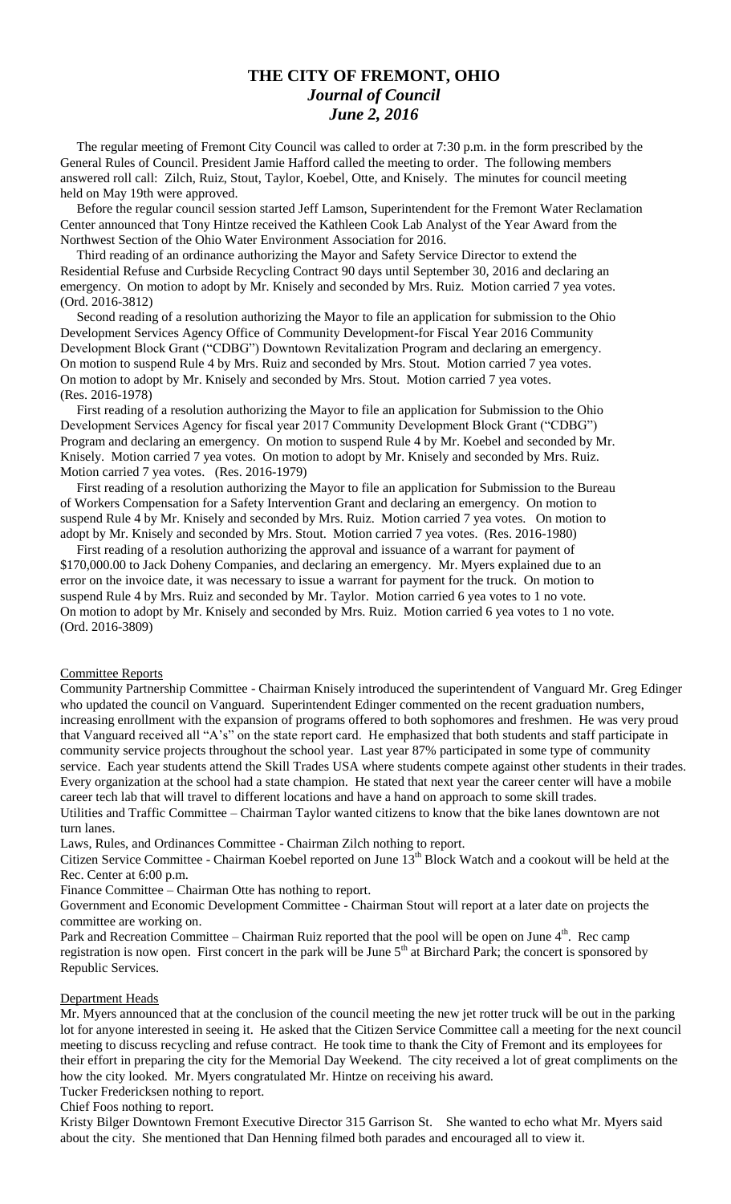# THE CITY OF FREMONT, OHIO

## *Journal of Council*

### *June 2, 2016*

The regular meeting of Fremont City Council was called to order at 7:30 p.m. in the form prescribed by the General Rules of Council. President Jamie Hafford called the meeting to order. The following members answered roll call: Zilch, Ruiz, Stout, Taylor, Koebel, Otte, and Knisely. The minutes for council meeting held on May 19th were approved.

Before the regular council session started Jeff Lamson, Superintendent for the Fremont Water Reclamation Center announced that Tony Hintze received the Kathleen Cook Lab Analyst of the Year Award from the Northwest Section of the Ohio Water Environment Association for 2016.

Third reading of an ordinance authorizing the Mayor and Safety Service Director to extend the Residential Refuse and Curbside Recycling Contract 90 days until September 30, 2016 and declaring an emergency. On motion to adopt by Mr. Knisely and seconded by Mrs. Ruiz. Motion carried 7 yea votes. (Ord. 2016-3812)

Second reading of a resolution authorizing the Mayor to file an application for submission to the Ohio Development Services Agency Office of Community Development-for Fiscal Year 2016 Community Development Block Grant ("CDBG") Downtown Revitalization Program and declaring an emergency. On motion to suspend Rule 4 by Mrs. Ruiz and seconded by Mrs. Stout. Motion carried 7 yea votes. On motion to adopt by Mr. Knisely and seconded by Mrs. Stout. Motion carried 7 yea votes. (Res. 2016-1978)

First reading of a resolution authorizing the Mayor to file an application for Submission to the Ohio Development Services Agency for fiscal year 2017 Community Development Block Grant ("CDBG") Program and declaring an emergency. On motion to suspend Rule 4 by Mr. Koebel and seconded by Mr. Knisely. Motion carried 7 yea votes. On motion to adopt by Mr. Knisely and seconded by Mrs. Ruiz. Motion carried 7 yea votes. (Res. 2016-1979)

First reading of a resolution authorizing the Mayor to file an application for Submission to the Bureau of Workers Compensation for a Safety Intervention Grant and declaring an emergency. On motion to suspend Rule 4 by Mr. Knisely and seconded by Mrs. Ruiz. Motion carried 7 yea votes. On motion to adopt by Mr. Knisely and seconded by Mrs. Stout. Motion carried 7 yea votes. (Res. 2016-1980)

First reading of a resolution authorizing the approval and issuance of a warrant for payment of $170,000.00 to Jack Doheny Companies, and declaring an emergency. Mr. Myers explained due to an error on the invoice date, it was necessary to issue a warrant for payment for the truck. On motion to suspend Rule 4 by Mrs. Ruiz and seconded by Mr. Taylor. Motion carried 6 yea votes to 1 no vote. On motion to adopt by Mr. Knisely and seconded by Mrs. Ruiz. Motion carried 6 yea votes to 1 no vote. (Ord. 2016-3809)

#### Committee Reports

Community Partnership Committee - Chairman Knisely introduced the superintendent of Vanguard Mr. Greg Edinger who updated the council on Vanguard. Superintendent Edinger commented on the recent graduation numbers, increasing enrollment with the expansion of programs offered to both sophomores and freshmen. He was very proud that Vanguard received all "A's" on the state report card. He emphasized that both students and staff participate in community service projects throughout the school year. Last year 87% participated in some type of community service. Each year students attend the Skill Trades USA where students compete against other students in their trades. Every organization at the school had a state champion. He stated that next year the career center will have a mobile career tech lab that will travel to different locations and have a hand on approach to some skill trades.

Utilities and Traffic Committee – Chairman Taylor wanted citizens to know that the bike lanes downtown are not turn lanes.

Laws, Rules, and Ordinances Committee - Chairman Zilch nothing to report.

Citizen Service Committee - Chairman Koebel reported on June 13th Block Watch and a cookout will be held at the Rec. Center at 6:00 p.m.

Finance Committee – Chairman Otte has nothing to report.

Government and Economic Development Committee - Chairman Stout will report at a later date on projects the committee are working on.

Park and Recreation Committee – Chairman Ruiz reported that the pool will be open on June 4th. Rec camp registration is now open. First concert in the park will be June 5th at Birchard Park; the concert is sponsored by Republic Services.

#### Department Heads

Mr. Myers announced that at the conclusion of the council meeting the new jet rotter truck will be out in the parking lot for anyone interested in seeing it. He asked that the Citizen Service Committee call a meeting for the next council meeting to discuss recycling and refuse contract. He took time to thank the City of Fremont and its employees for their effort in preparing the city for the Memorial Day Weekend. The city received a lot of great compliments on the how the city looked. Mr. Myers congratulated Mr. Hintze on receiving his award.

Tucker Fredericksen nothing to report.

Chief Foos nothing to report.

Kristy Bilger Downtown Fremont Executive Director 315 Garrison St. She wanted to echo what Mr. Myers said about the city. She mentioned that Dan Henning filmed both parades and encouraged all to view it.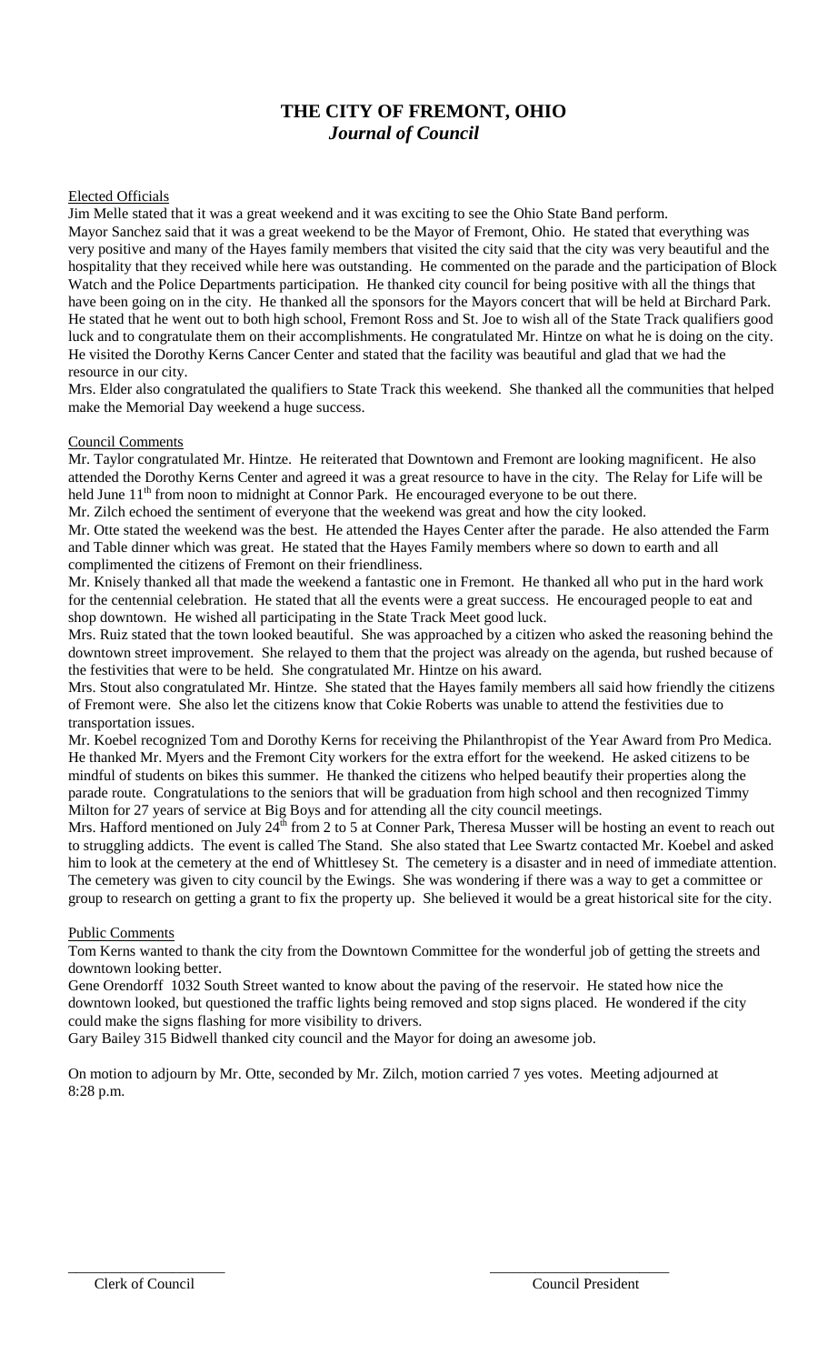# THE CITY OF FREMONT, OHIO
## *Journal of Council*

Elected Officials

Jim Melle stated that it was a great weekend and it was exciting to see the Ohio State Band perform.

Mayor Sanchez said that it was a great weekend to be the Mayor of Fremont, Ohio. He stated that everything was very positive and many of the Hayes family members that visited the city said that the city was very beautiful and the hospitality that they received while here was outstanding. He commented on the parade and the participation of Block Watch and the Police Departments participation. He thanked city council for being positive with all the things that have been going on in the city. He thanked all the sponsors for the Mayors concert that will be held at Birchard Park. He stated that he went out to both high school, Fremont Ross and St. Joe to wish all of the State Track qualifiers good luck and to congratulate them on their accomplishments. He congratulated Mr. Hintze on what he is doing on the city. He visited the Dorothy Kerns Cancer Center and stated that the facility was beautiful and glad that we had the resource in our city.

Mrs. Elder also congratulated the qualifiers to State Track this weekend. She thanked all the communities that helped make the Memorial Day weekend a huge success.

Council Comments

Mr. Taylor congratulated Mr. Hintze. He reiterated that Downtown and Fremont are looking magnificent. He also attended the Dorothy Kerns Center and agreed it was a great resource to have in the city. The Relay for Life will be held June 11th from noon to midnight at Connor Park. He encouraged everyone to be out there.

Mr. Zilch echoed the sentiment of everyone that the weekend was great and how the city looked.

Mr. Otte stated the weekend was the best. He attended the Hayes Center after the parade. He also attended the Farm and Table dinner which was great. He stated that the Hayes Family members where so down to earth and all complimented the citizens of Fremont on their friendliness.

Mr. Knisely thanked all that made the weekend a fantastic one in Fremont. He thanked all who put in the hard work for the centennial celebration. He stated that all the events were a great success. He encouraged people to eat and shop downtown. He wished all participating in the State Track Meet good luck.

Mrs. Ruiz stated that the town looked beautiful. She was approached by a citizen who asked the reasoning behind the downtown street improvement. She relayed to them that the project was already on the agenda, but rushed because of the festivities that were to be held. She congratulated Mr. Hintze on his award.

Mrs. Stout also congratulated Mr. Hintze. She stated that the Hayes family members all said how friendly the citizens of Fremont were. She also let the citizens know that Cokie Roberts was unable to attend the festivities due to transportation issues.

Mr. Koebel recognized Tom and Dorothy Kerns for receiving the Philanthropist of the Year Award from Pro Medica. He thanked Mr. Myers and the Fremont City workers for the extra effort for the weekend. He asked citizens to be mindful of students on bikes this summer. He thanked the citizens who helped beautify their properties along the parade route. Congratulations to the seniors that will be graduation from high school and then recognized Timmy Milton for 27 years of service at Big Boys and for attending all the city council meetings.

Mrs. Hafford mentioned on July 24th from 2 to 5 at Conner Park, Theresa Musser will be hosting an event to reach out to struggling addicts. The event is called The Stand. She also stated that Lee Swartz contacted Mr. Koebel and asked him to look at the cemetery at the end of Whittlesey St. The cemetery is a disaster and in need of immediate attention. The cemetery was given to city council by the Ewings. She was wondering if there was a way to get a committee or group to research on getting a grant to fix the property up. She believed it would be a great historical site for the city.

Public Comments

Tom Kerns wanted to thank the city from the Downtown Committee for the wonderful job of getting the streets and downtown looking better.

Gene Orendorff 1032 South Street wanted to know about the paving of the reservoir. He stated how nice the downtown looked, but questioned the traffic lights being removed and stop signs placed. He wondered if the city could make the signs flashing for more visibility to drivers.

Gary Bailey 315 Bidwell thanked city council and the Mayor for doing an awesome job.

On motion to adjourn by Mr. Otte, seconded by Mr. Zilch, motion carried 7 yes votes. Meeting adjourned at 8:28 p.m.

\_\_\_\_\_\_\_\_\_\_\_\_\_\_\_\_\_\_\_\_\_\_ \_\_\_\_\_\_\_\_\_\_\_\_\_\_\_\_\_\_\_\_\_\_\_\_\_\_
Clerk of Council Council President